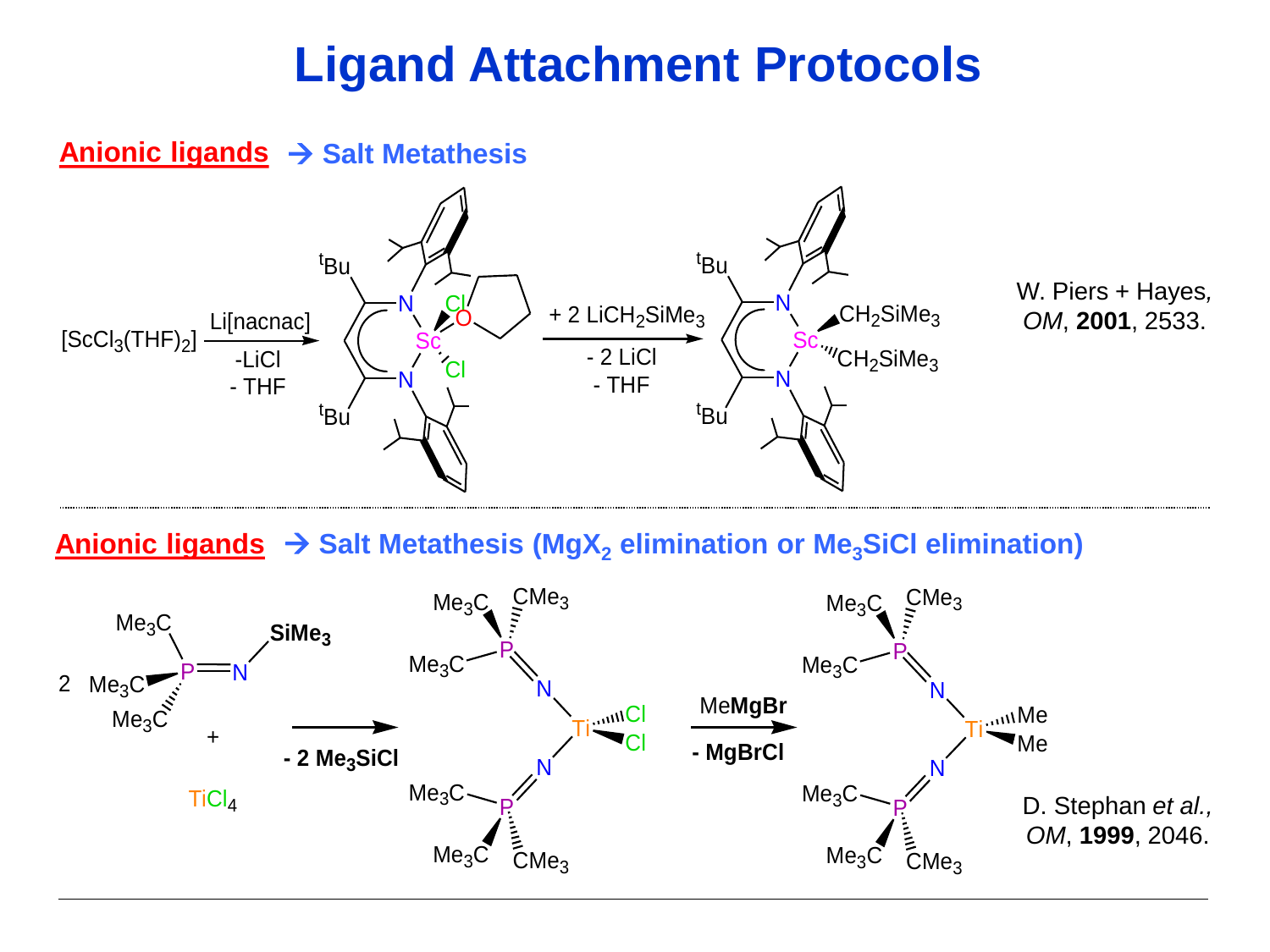# Ligand Attachment Protocols

## Anionic ligands → Salt Metathesis

$[ScCl_3(THF)_2]$ —(Li[nacnac], -LiCl, - THF)→ (nacnac)$ScCl_2$(THF) —(+ 2 $LiCH_2SiMe_3$, - 2 LiCl, - THF)→ (nacnac)$Sc(CH_2SiMe_3)_2$

W. Piers + Hayes, *OM*, **2001**, 2533.

## Anionic ligands → Salt Metathesis ($MgX_2$ elimination or $Me_3SiCl$ elimination)

2 $(Me_3C)_3P{=}N{-}SiMe_3$ + $TiCl_4$ —(**- 2 $Me_3SiCl$**)→ $[(Me_3C)_3P{=}N]_2TiCl_2$ —(Me**MgBr**, **- MgBrCl**)→ $[(Me_3C)_3P{=}N]_2TiMe_2$

D. Stephan *et al.*, *OM*, **1999**, 2046.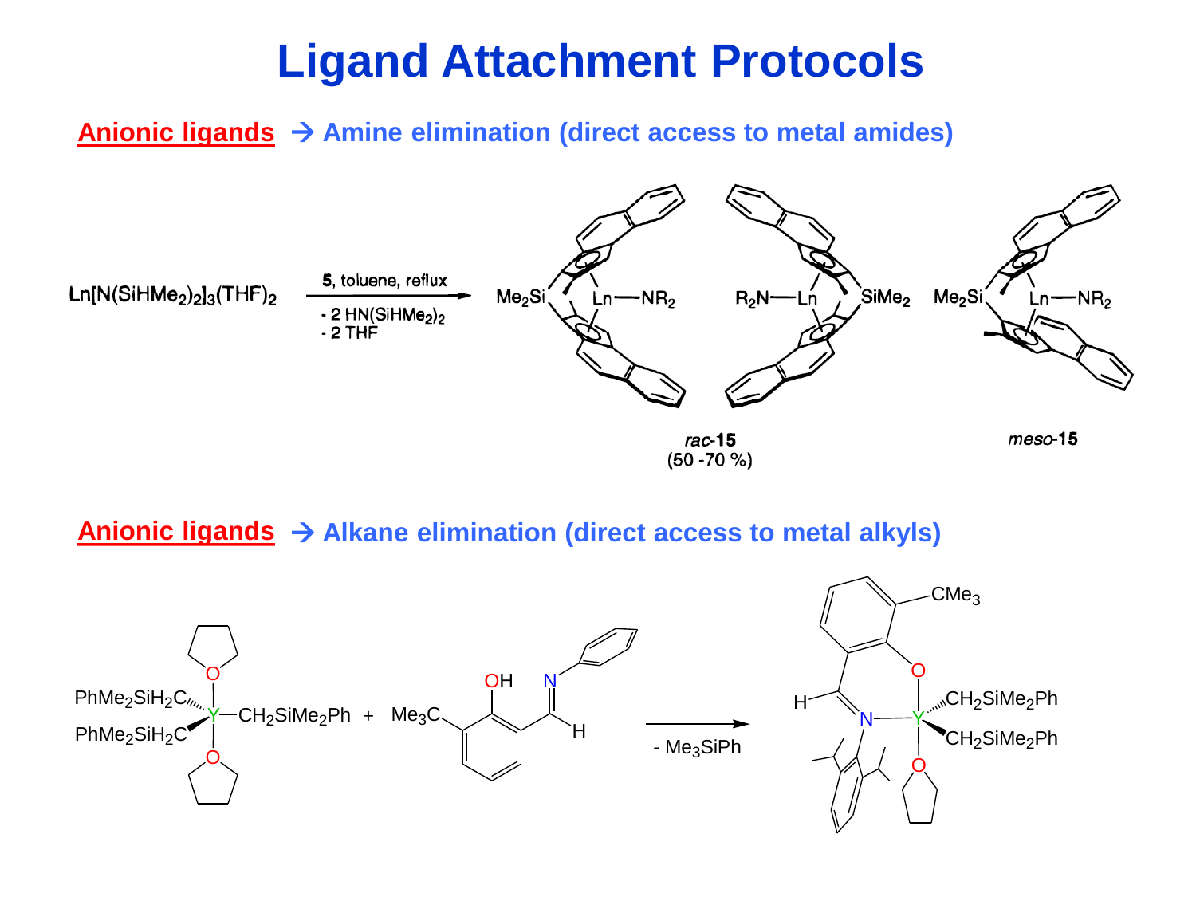# Ligand Attachment Protocols

**Anionic ligands** → **Amine elimination (direct access to metal amides)**

$Ln[N(SiHMe_2)_2]_3(THF)_2$ — **5**, toluene, reflux; $- 2\ HN(SiHMe_2)_2$; $- 2\ THF$ →

$Me_2Si$ Ln—$NR_2$ &nbsp;&nbsp; $R_2N$—Ln $SiMe_2$ &nbsp;&nbsp; $Me_2Si$ Ln—$NR_2$

*rac*-**15**
(50 -70 %)

*meso*-**15**

**Anionic ligands** → **Alkane elimination (direct access to metal alkyls)**

$PhMe_2SiH_2C$, $PhMe_2SiH_2C$, Y—$CH_2SiMe_2Ph$ (2 THF) + $Me_3C$, OH, N, H → $- Me_3SiPh$

$CMe_3$, O, H, N, Y, $CH_2SiMe_2Ph$, $CH_2SiMe_2Ph$, O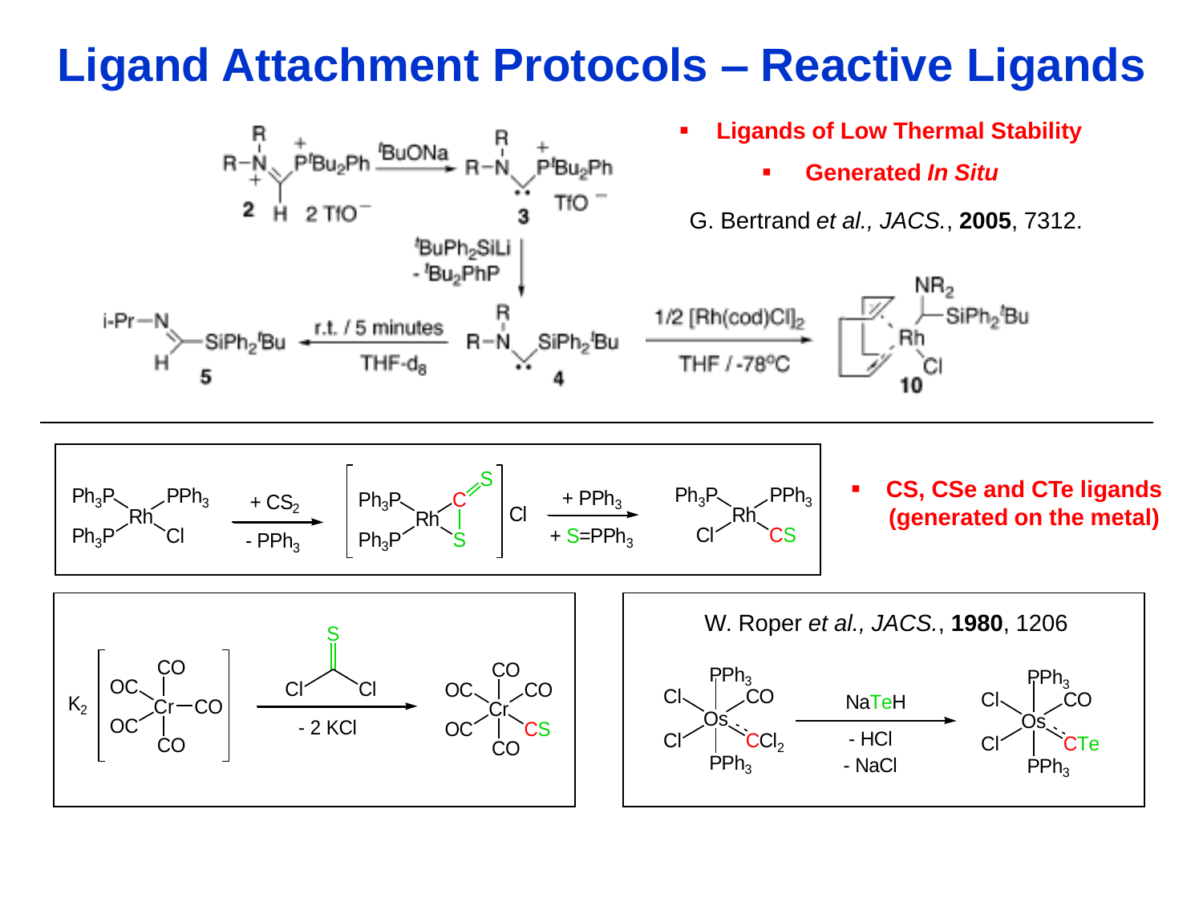# Ligand Attachment Protocols – Reactive Ligands

- **Ligands of Low Thermal Stability**
  - **Generated *In Situ***

G. Bertrand *et al., JACS.*, **2005**, 7312.

$R_2N^{+}=CH-P^{+}{}^tBu_2Ph$ 2 TfO⁻ (**2**) $\xrightarrow{^tBuONa}$ $R_2N-\ddot{C}-P^{+}{}^tBu_2Ph$ TfO⁻ (**3**)

**3** $\xrightarrow[-\,^tBu_2PhP]{^tBuPh_2SiLi}$ $R_2N-\ddot{C}-SiPh_2{}^tBu$ (**4**)

**4** $\xrightarrow[THF-d_8]{r.t.\,/\,5\ minutes}$ i-Pr–N=CH–$SiPh_2{}^tBu$ (**5**)

**4** $\xrightarrow[THF\,/\,-78^{\circ}C]{1/2\ [Rh(cod)Cl]_2}$ (cod)Rh(Cl)(C(NR$_2$)$SiPh_2{}^tBu$) (**10**)

---

$(Ph_3P)_3RhCl$ $\xrightarrow[-\,PPh_3]{+\,CS_2}$ $[(Ph_3P)_2Rh(\eta^2\text{-}CS_2)]Cl$ $\xrightarrow[+\,S=PPh_3]{+\,PPh_3}$ $(Ph_3P)_2Rh(Cl)(CS)$

- **CS, CSe and CTe ligands (generated on the metal)**

$K_2[Cr(CO)_5]$ $\xrightarrow[-\,2\,KCl]{Cl_2C=S}$ $Cr(CO)_5(CS)$

W. Roper *et al., JACS.*, **1980**, 1206

$OsCl_2(CO)(CCl_2)(PPh_3)_2$ $\xrightarrow[-\,HCl,\ -\,NaCl]{NaTeH}$ $OsCl_2(CO)(CTe)(PPh_3)_2$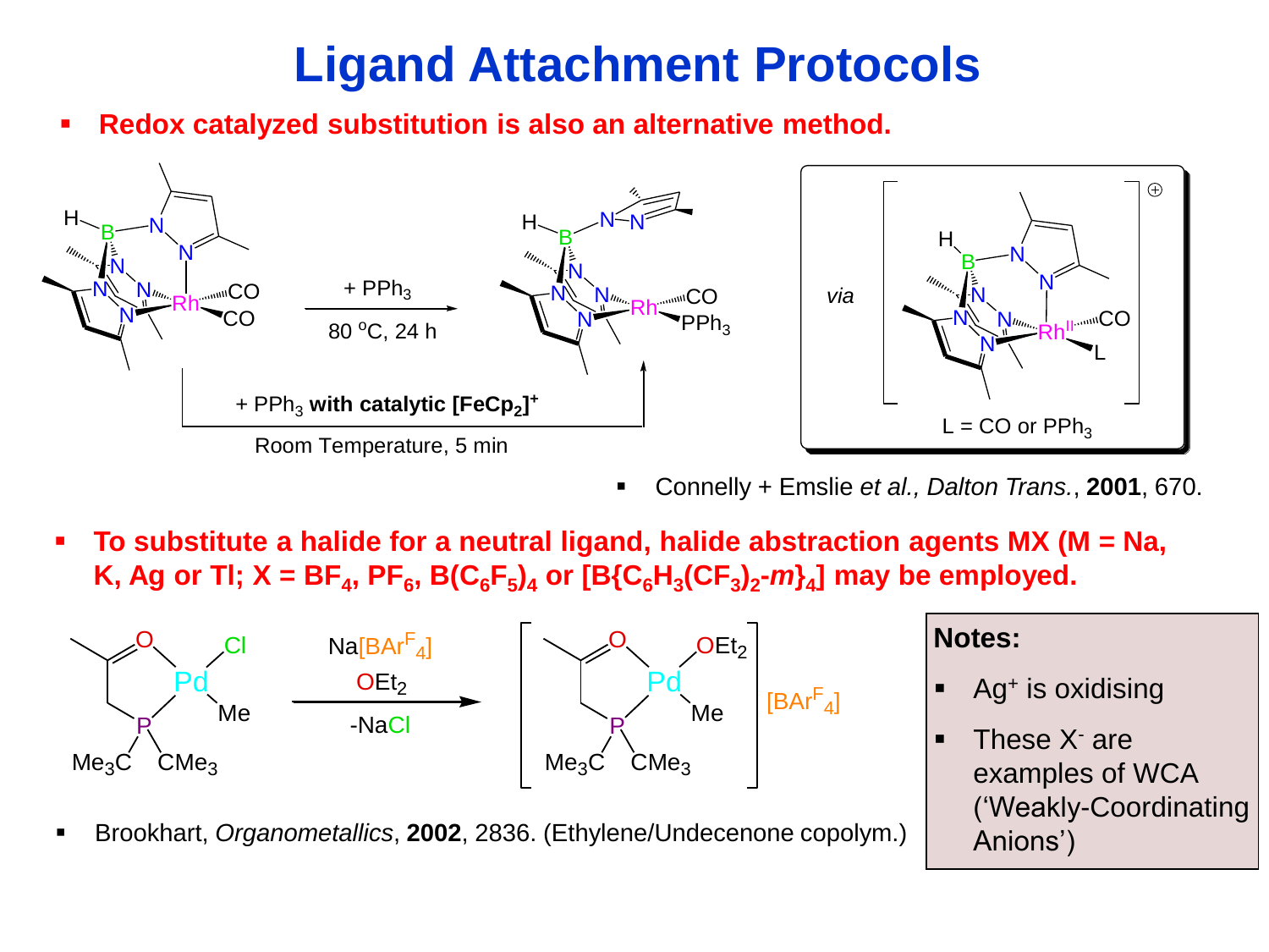# Ligand Attachment Protocols

- **Redox catalyzed substitution is also an alternative method.**

+ $PPh_3$

80 °C, 24 h

+ $PPh_3$ **with catalytic $[FeCp_2]^+$**

Room Temperature, 5 min

*via*

L = CO or $PPh_3$

- Connelly + Emslie *et al., Dalton Trans.*, **2001**, 670.

- **To substitute a halide for a neutral ligand, halide abstraction agents MX (M = Na, K, Ag or Tl; X = $BF_4$, $PF_6$, $B(C_6F_5)_4$ or $[B\{C_6H_3(CF_3)_2\text{-}m\}_4]$ may be employed.**

$Na[BAr^F{}_4]$

$OEt_2$

-NaCl

$[BAr^F{}_4]$

- Brookhart, *Organometallics*, **2002**, 2836. (Ethylene/Undecenone copolym.)

**Notes:**

- $Ag^+$ is oxidising
- These $X^-$ are examples of WCA ('Weakly-Coordinating Anions')